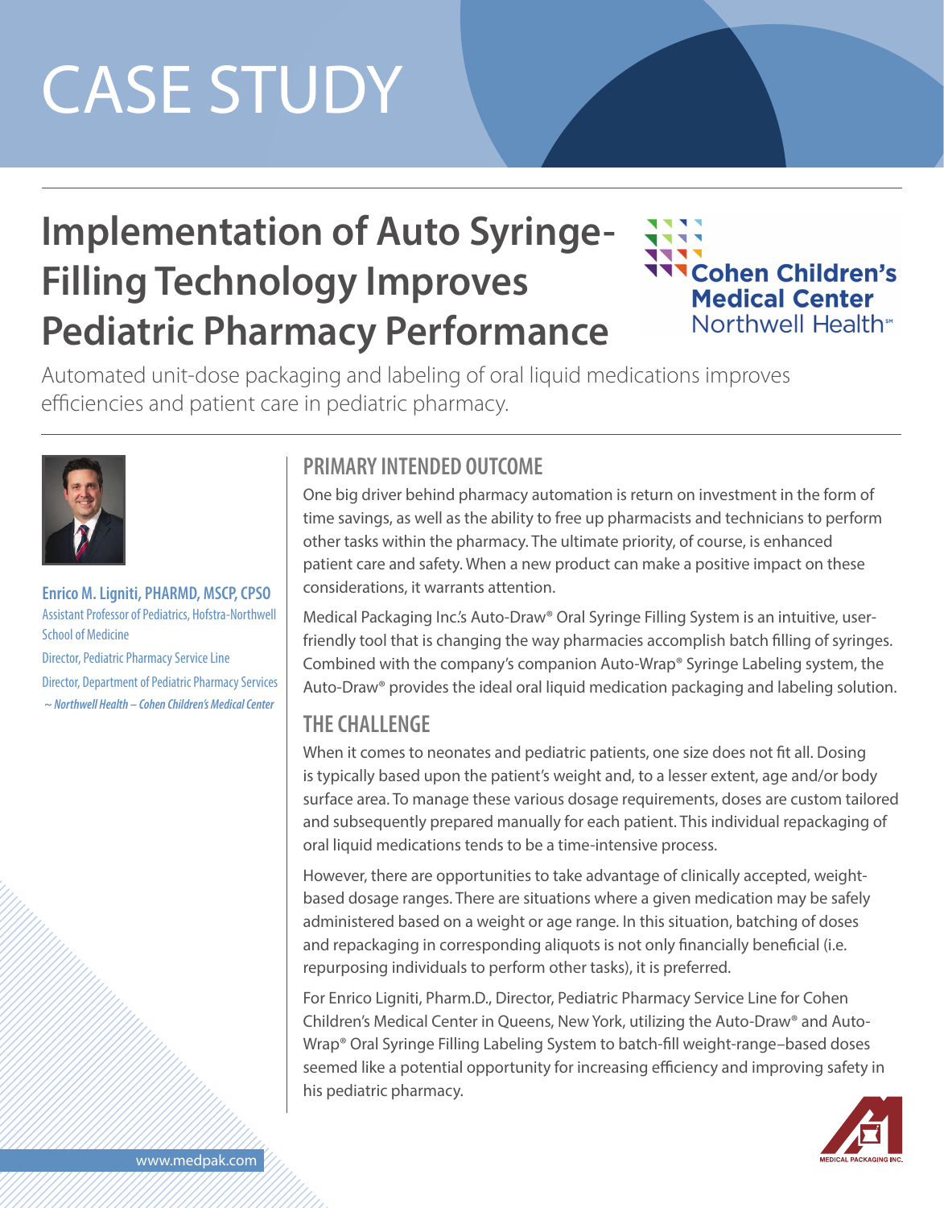# CASE STUDY

## Implementation of Auto Syringe-Filling Technology Improves Pediatric Pharmacy Performance

Cohen Children's Medical Center
Northwell Health℠

Automated unit-dose packaging and labeling of oral liquid medications improves efficiencies and patient care in pediatric pharmacy.

**Enrico M. Ligniti, PHARMD, MSCP, CPSO**
Assistant Professor of Pediatrics, Hofstra-Northwell School of Medicine
Director, Pediatric Pharmacy Service Line
Director, Department of Pediatric Pharmacy Services
*~ Northwell Health – Cohen Children's Medical Center*

### PRIMARY INTENDED OUTCOME

One big driver behind pharmacy automation is return on investment in the form of time savings, as well as the ability to free up pharmacists and technicians to perform other tasks within the pharmacy. The ultimate priority, of course, is enhanced patient care and safety. When a new product can make a positive impact on these considerations, it warrants attention.

Medical Packaging Inc.'s Auto-Draw® Oral Syringe Filling System is an intuitive, user-friendly tool that is changing the way pharmacies accomplish batch filling of syringes. Combined with the company's companion Auto-Wrap® Syringe Labeling system, the Auto-Draw® provides the ideal oral liquid medication packaging and labeling solution.

### THE CHALLENGE

When it comes to neonates and pediatric patients, one size does not fit all. Dosing is typically based upon the patient's weight and, to a lesser extent, age and/or body surface area. To manage these various dosage requirements, doses are custom tailored and subsequently prepared manually for each patient. This individual repackaging of oral liquid medications tends to be a time-intensive process.

However, there are opportunities to take advantage of clinically accepted, weight-based dosage ranges. There are situations where a given medication may be safely administered based on a weight or age range. In this situation, batching of doses and repackaging in corresponding aliquots is not only financially beneficial (i.e. repurposing individuals to perform other tasks), it is preferred.

For Enrico Ligniti, Pharm.D., Director, Pediatric Pharmacy Service Line for Cohen Children's Medical Center in Queens, New York, utilizing the Auto-Draw® and Auto-Wrap® Oral Syringe Filling Labeling System to batch-fill weight-range–based doses seemed like a potential opportunity for increasing efficiency and improving safety in his pediatric pharmacy.

www.medpak.com

MEDICAL PACKAGING INC.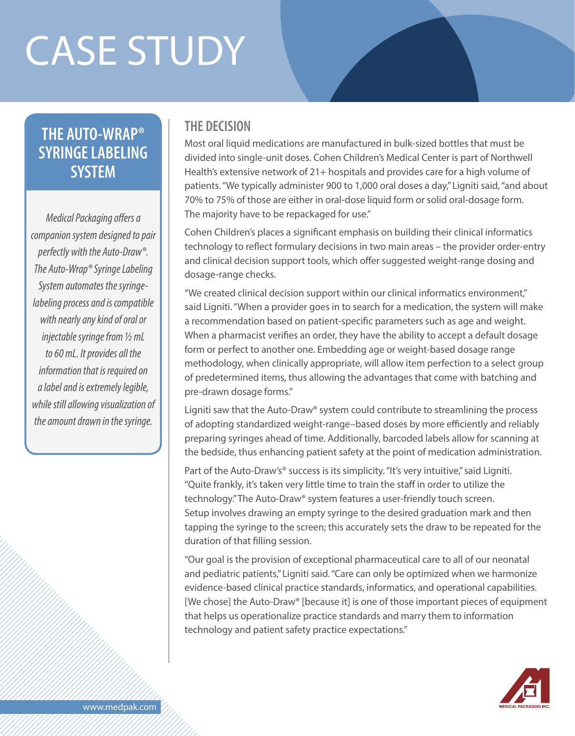# CASE STUDY

## THE AUTO-WRAP® SYRINGE LABELING SYSTEM

*Medical Packaging offers a companion system designed to pair perfectly with the Auto-Draw®. The Auto-Wrap® Syringe Labeling System automates the syringe-labeling process and is compatible with nearly any kind of oral or injectable syringe from ½ mL to 60 mL. It provides all the information that is required on a label and is extremely legible, while still allowing visualization of the amount drawn in the syringe.*

## THE DECISION

Most oral liquid medications are manufactured in bulk-sized bottles that must be divided into single-unit doses. Cohen Children's Medical Center is part of Northwell Health's extensive network of 21+ hospitals and provides care for a high volume of patients. "We typically administer 900 to 1,000 oral doses a day," Ligniti said, "and about 70% to 75% of those are either in oral-dose liquid form or solid oral-dosage form. The majority have to be repackaged for use."

Cohen Children's places a significant emphasis on building their clinical informatics technology to reflect formulary decisions in two main areas – the provider order-entry and clinical decision support tools, which offer suggested weight-range dosing and dosage-range checks.

"We created clinical decision support within our clinical informatics environment," said Ligniti. "When a provider goes in to search for a medication, the system will make a recommendation based on patient-specific parameters such as age and weight. When a pharmacist verifies an order, they have the ability to accept a default dosage form or perfect to another one. Embedding age or weight-based dosage range methodology, when clinically appropriate, will allow item perfection to a select group of predetermined items, thus allowing the advantages that come with batching and pre-drawn dosage forms."

Ligniti saw that the Auto-Draw® system could contribute to streamlining the process of adopting standardized weight-range–based doses by more efficiently and reliably preparing syringes ahead of time. Additionally, barcoded labels allow for scanning at the bedside, thus enhancing patient safety at the point of medication administration.

Part of the Auto-Draw's® success is its simplicity. "It's very intuitive," said Ligniti. "Quite frankly, it's taken very little time to train the staff in order to utilize the technology." The Auto-Draw® system features a user-friendly touch screen. Setup involves drawing an empty syringe to the desired graduation mark and then tapping the syringe to the screen; this accurately sets the draw to be repeated for the duration of that filling session.

"Our goal is the provision of exceptional pharmaceutical care to all of our neonatal and pediatric patients," Ligniti said. "Care can only be optimized when we harmonize evidence-based clinical practice standards, informatics, and operational capabilities. [We chose] the Auto-Draw® [because it] is one of those important pieces of equipment that helps us operationalize practice standards and marry them to information technology and patient safety practice expectations."

www.medpak.com

MEDICAL PACKAGING INC.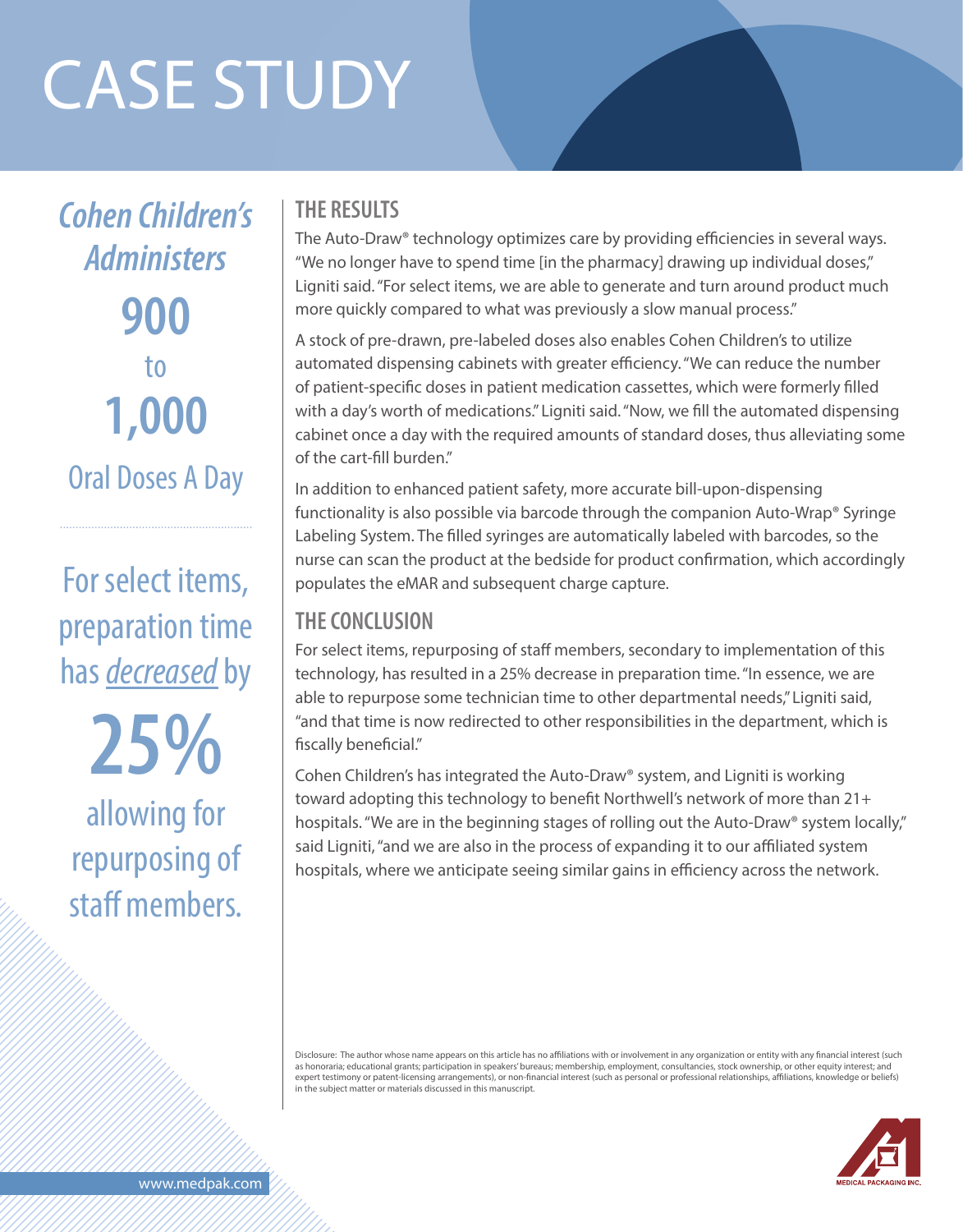# CASE STUDY

*Cohen Children's Administers*

**900**

to

**1,000**

Oral Doses A Day

For select items, preparation time has *decreased* by

**25%**

allowing for repurposing of staff members.

## THE RESULTS

The Auto-Draw® technology optimizes care by providing efficiencies in several ways. "We no longer have to spend time [in the pharmacy] drawing up individual doses," Ligniti said. "For select items, we are able to generate and turn around product much more quickly compared to what was previously a slow manual process."

A stock of pre-drawn, pre-labeled doses also enables Cohen Children's to utilize automated dispensing cabinets with greater efficiency. "We can reduce the number of patient-specific doses in patient medication cassettes, which were formerly filled with a day's worth of medications." Ligniti said. "Now, we fill the automated dispensing cabinet once a day with the required amounts of standard doses, thus alleviating some of the cart-fill burden."

In addition to enhanced patient safety, more accurate bill-upon-dispensing functionality is also possible via barcode through the companion Auto-Wrap® Syringe Labeling System. The filled syringes are automatically labeled with barcodes, so the nurse can scan the product at the bedside for product confirmation, which accordingly populates the eMAR and subsequent charge capture.

## THE CONCLUSION

For select items, repurposing of staff members, secondary to implementation of this technology, has resulted in a 25% decrease in preparation time. "In essence, we are able to repurpose some technician time to other departmental needs," Ligniti said, "and that time is now redirected to other responsibilities in the department, which is fiscally beneficial."

Cohen Children's has integrated the Auto-Draw® system, and Ligniti is working toward adopting this technology to benefit Northwell's network of more than 21+ hospitals. "We are in the beginning stages of rolling out the Auto-Draw® system locally," said Ligniti, "and we are also in the process of expanding it to our affiliated system hospitals, where we anticipate seeing similar gains in efficiency across the network.

Disclosure: The author whose name appears on this article has no affiliations with or involvement in any organization or entity with any financial interest (such as honoraria; educational grants; participation in speakers' bureaus; membership, employment, consultancies, stock ownership, or other equity interest; and expert testimony or patent-licensing arrangements), or non-financial interest (such as personal or professional relationships, affiliations, knowledge or beliefs) in the subject matter or materials discussed in this manuscript.

www.medpak.com

MEDICAL PACKAGING INC.